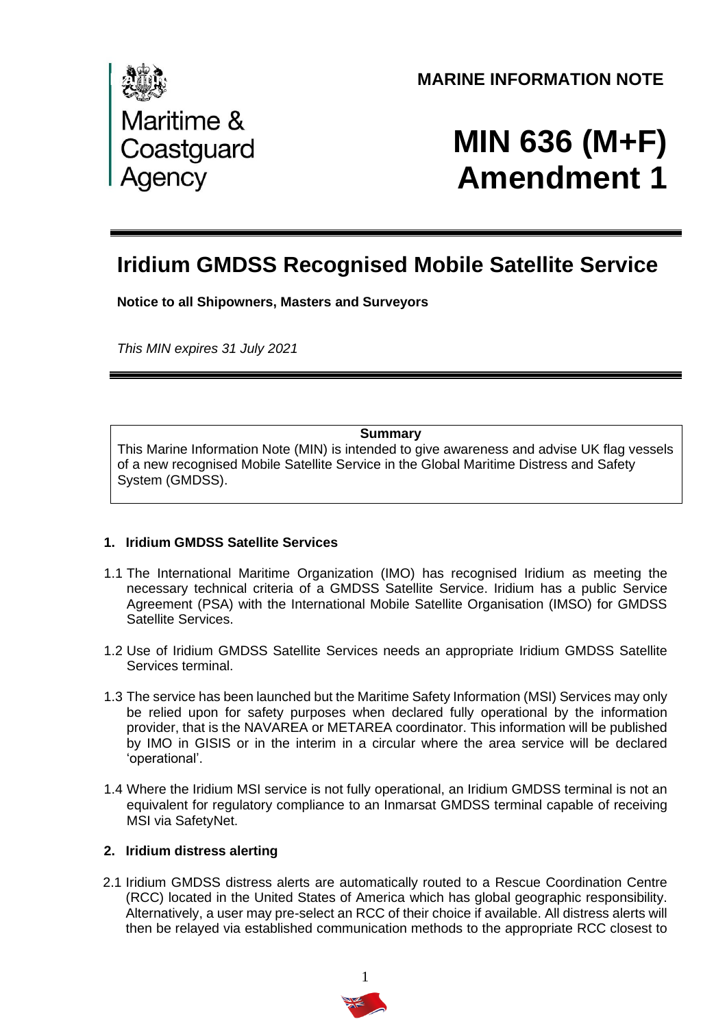Maritime & Coastguard Agency

**MARINE INFORMATION NOTE**

# MIN 636 (M+F) Amendment 1

## Iridium GMDSS Recognised Mobile Satellite Service

**Notice to all Shipowners, Masters and Surveyors**

*This MIN expires 31 July 2021*

**Summary**

This Marine Information Note (MIN) is intended to give awareness and advise UK flag vessels of a new recognised Mobile Satellite Service in the Global Maritime Distress and Safety System (GMDSS).

### 1. Iridium GMDSS Satellite Services

1.1 The International Maritime Organization (IMO) has recognised Iridium as meeting the necessary technical criteria of a GMDSS Satellite Service. Iridium has a public Service Agreement (PSA) with the International Mobile Satellite Organisation (IMSO) for GMDSS Satellite Services.

1.2 Use of Iridium GMDSS Satellite Services needs an appropriate Iridium GMDSS Satellite Services terminal.

1.3 The service has been launched but the Maritime Safety Information (MSI) Services may only be relied upon for safety purposes when declared fully operational by the information provider, that is the NAVAREA or METAREA coordinator. This information will be published by IMO in GISIS or in the interim in a circular where the area service will be declared 'operational'.

1.4 Where the Iridium MSI service is not fully operational, an Iridium GMDSS terminal is not an equivalent for regulatory compliance to an Inmarsat GMDSS terminal capable of receiving MSI via SafetyNet.

### 2. Iridium distress alerting

2.1 Iridium GMDSS distress alerts are automatically routed to a Rescue Coordination Centre (RCC) located in the United States of America which has global geographic responsibility. Alternatively, a user may pre-select an RCC of their choice if available. All distress alerts will then be relayed via established communication methods to the appropriate RCC closest to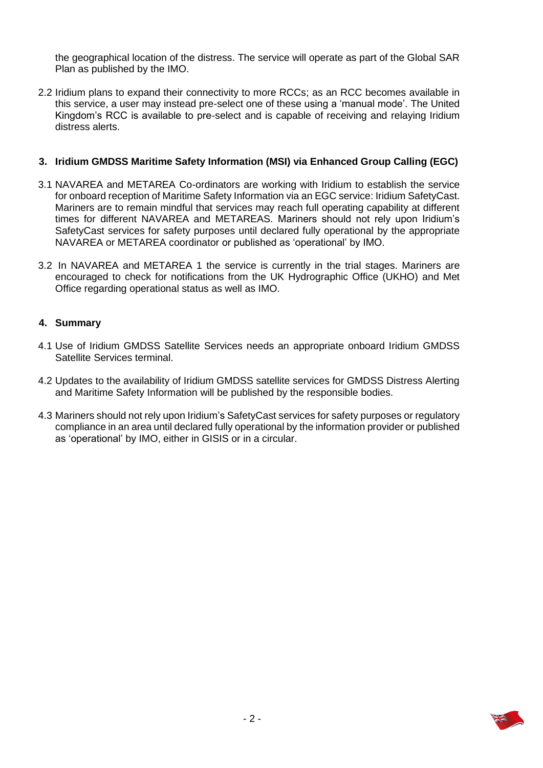the geographical location of the distress. The service will operate as part of the Global SAR Plan as published by the IMO.

2.2 Iridium plans to expand their connectivity to more RCCs; as an RCC becomes available in this service, a user may instead pre-select one of these using a 'manual mode'. The United Kingdom's RCC is available to pre-select and is capable of receiving and relaying Iridium distress alerts.

## 3. Iridium GMDSS Maritime Safety Information (MSI) via Enhanced Group Calling (EGC)

3.1 NAVAREA and METAREA Co-ordinators are working with Iridium to establish the service for onboard reception of Maritime Safety Information via an EGC service: Iridium SafetyCast. Mariners are to remain mindful that services may reach full operating capability at different times for different NAVAREA and METAREAS. Mariners should not rely upon Iridium's SafetyCast services for safety purposes until declared fully operational by the appropriate NAVAREA or METAREA coordinator or published as 'operational' by IMO.

3.2 In NAVAREA and METAREA 1 the service is currently in the trial stages. Mariners are encouraged to check for notifications from the UK Hydrographic Office (UKHO) and Met Office regarding operational status as well as IMO.

## 4. Summary

4.1 Use of Iridium GMDSS Satellite Services needs an appropriate onboard Iridium GMDSS Satellite Services terminal.

4.2 Updates to the availability of Iridium GMDSS satellite services for GMDSS Distress Alerting and Maritime Safety Information will be published by the responsible bodies.

4.3 Mariners should not rely upon Iridium's SafetyCast services for safety purposes or regulatory compliance in an area until declared fully operational by the information provider or published as 'operational' by IMO, either in GISIS or in a circular.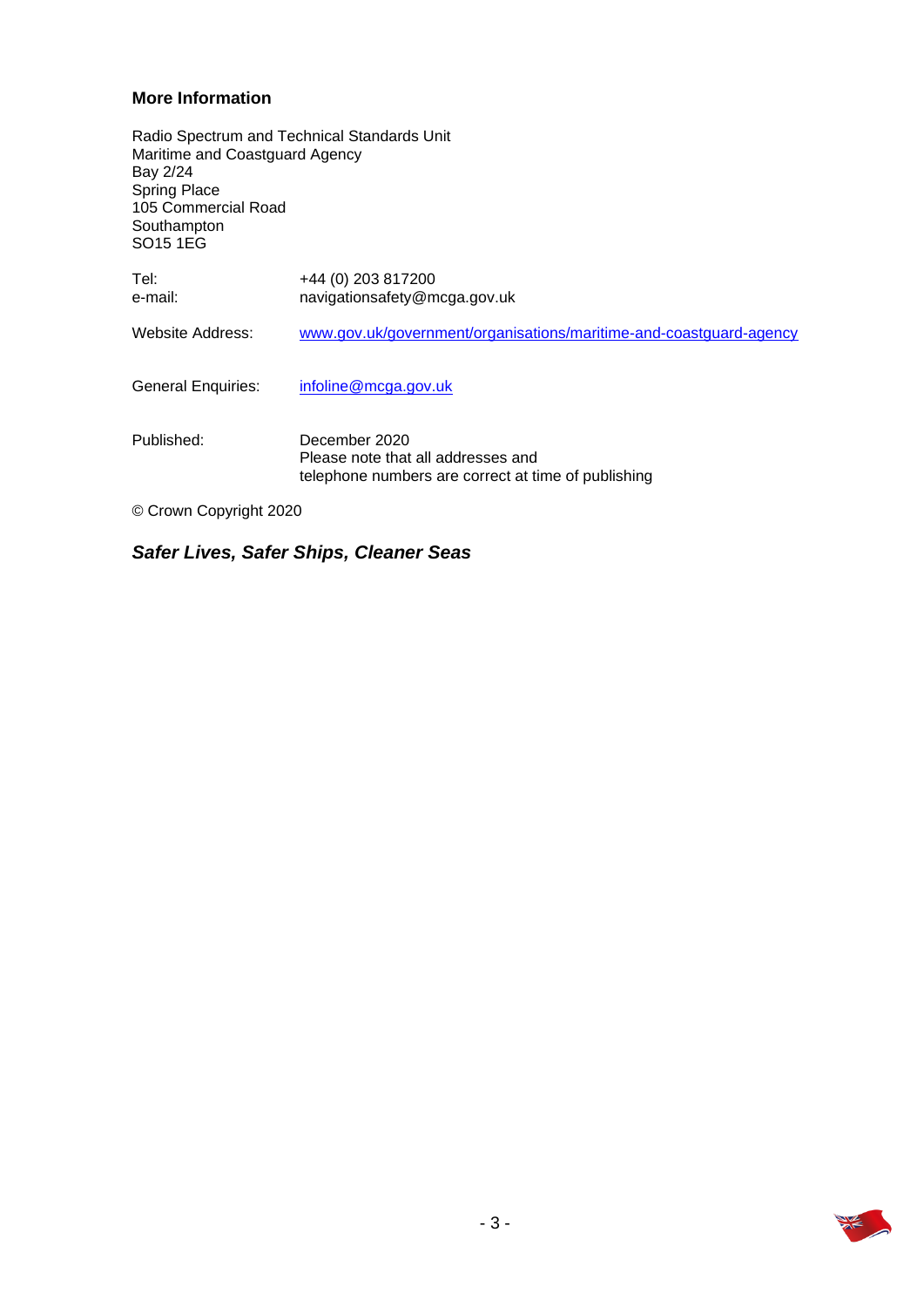## More Information

Radio Spectrum and Technical Standards Unit
Maritime and Coastguard Agency
Bay 2/24
Spring Place
105 Commercial Road
Southampton
SO15 1EG

| | |
|---|---|
| Tel: | +44 (0) 203 817200 |
| e-mail: | navigationsafety@mcga.gov.uk |
| Website Address: | www.gov.uk/government/organisations/maritime-and-coastguard-agency |
| General Enquiries: | infoline@mcga.gov.uk |
| Published: | December 2020<br>Please note that all addresses and telephone numbers are correct at time of publishing |

© Crown Copyright 2020

***Safer Lives, Safer Ships, Cleaner Seas***